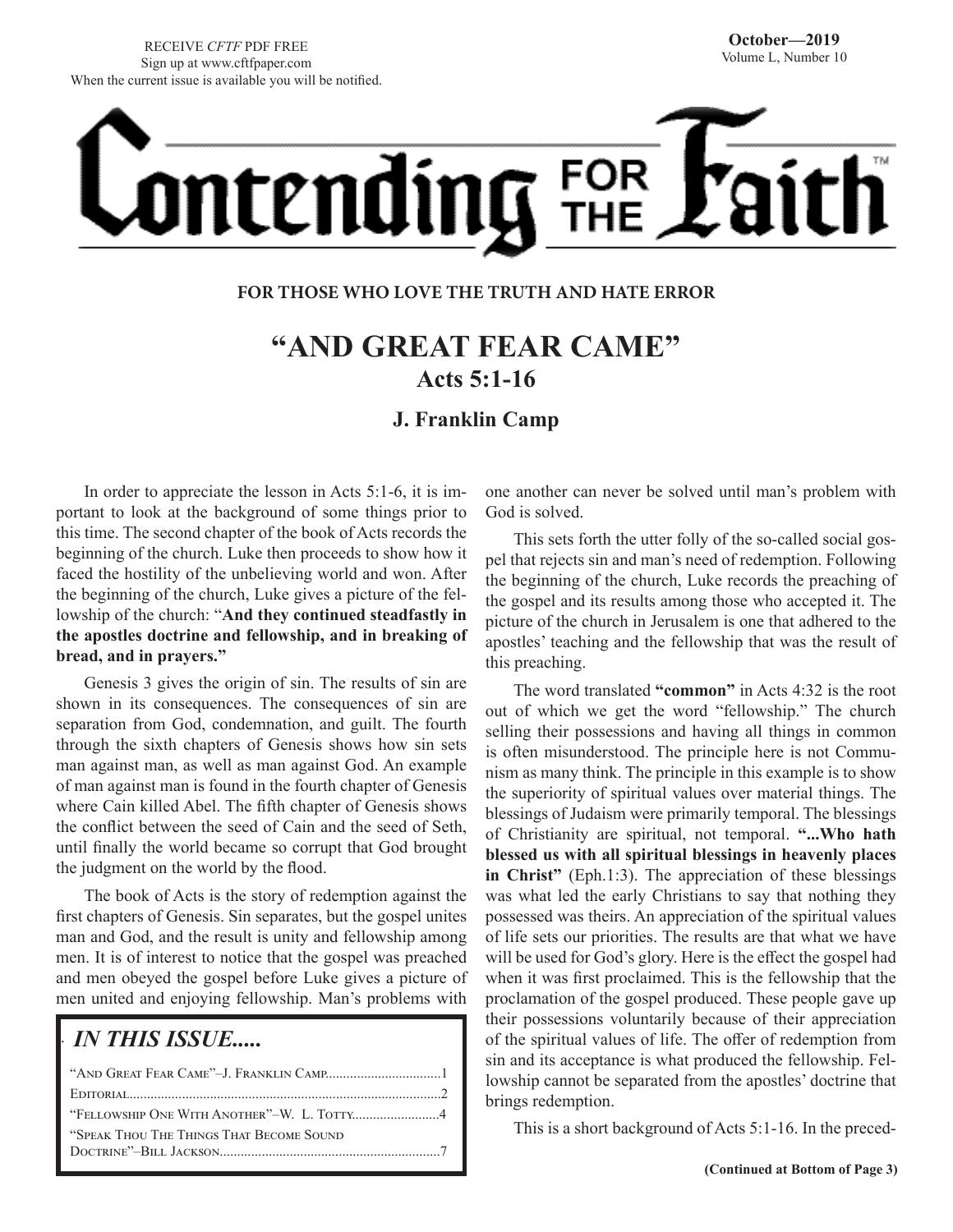RECEIVE *CFTF* PDF FREE
Sign up at www.cftfpaper.com
When the current issue is available you will be notified.

**October—2019**
Volume L, Number 10

# Contending FOR THE Faith™

**FOR THOSE WHO LOVE THE TRUTH AND HATE ERROR**

## "AND GREAT FEAR CAME"

### Acts 5:1-16

**J. Franklin Camp**

In order to appreciate the lesson in Acts 5:1-6, it is important to look at the background of some things prior to this time. The second chapter of the book of Acts records the beginning of the church. Luke then proceeds to show how it faced the hostility of the unbelieving world and won. After the beginning of the church, Luke gives a picture of the fellowship of the church: "**And they continued steadfastly in the apostles doctrine and fellowship, and in breaking of bread, and in prayers."**

Genesis 3 gives the origin of sin. The results of sin are shown in its consequences. The consequences of sin are separation from God, condemnation, and guilt. The fourth through the sixth chapters of Genesis shows how sin sets man against man, as well as man against God. An example of man against man is found in the fourth chapter of Genesis where Cain killed Abel. The fifth chapter of Genesis shows the conflict between the seed of Cain and the seed of Seth, until finally the world became so corrupt that God brought the judgment on the world by the flood.

The book of Acts is the story of redemption against the first chapters of Genesis. Sin separates, but the gospel unites man and God, and the result is unity and fellowship among men. It is of interest to notice that the gospel was preached and men obeyed the gospel before Luke gives a picture of men united and enjoying fellowship. Man's problems with one another can never be solved until man's problem with God is solved.

This sets forth the utter folly of the so-called social gospel that rejects sin and man's need of redemption. Following the beginning of the church, Luke records the preaching of the gospel and its results among those who accepted it. The picture of the church in Jerusalem is one that adhered to the apostles' teaching and the fellowship that was the result of this preaching.

The word translated **"common"** in Acts 4:32 is the root out of which we get the word "fellowship." The church selling their possessions and having all things in common is often misunderstood. The principle here is not Communism as many think. The principle in this example is to show the superiority of spiritual values over material things. The blessings of Judaism were primarily temporal. The blessings of Christianity are spiritual, not temporal. **"...Who hath blessed us with all spiritual blessings in heavenly places in Christ"** (Eph.1:3). The appreciation of these blessings was what led the early Christians to say that nothing they possessed was theirs. An appreciation of the spiritual values of life sets our priorities. The results are that what we have will be used for God's glory. Here is the effect the gospel had when it was first proclaimed. This is the fellowship that the proclamation of the gospel produced. These people gave up their possessions voluntarily because of their appreciation of the spiritual values of life. The offer of redemption from sin and its acceptance is what produced the fellowship. Fellowship cannot be separated from the apostles' doctrine that brings redemption.

This is a short background of Acts 5:1-16. In the preced-

**(Continued at Bottom of Page 3)**

---

### *IN THIS ISSUE.....*

"And Great Fear Came"–J. Franklin Camp................................1
Editorial........................................................................................2
"Fellowship One With Another"–W. L. Totty.........................4
"Speak Thou The Things That Become Sound Doctrine"–Bill Jackson..............................................................7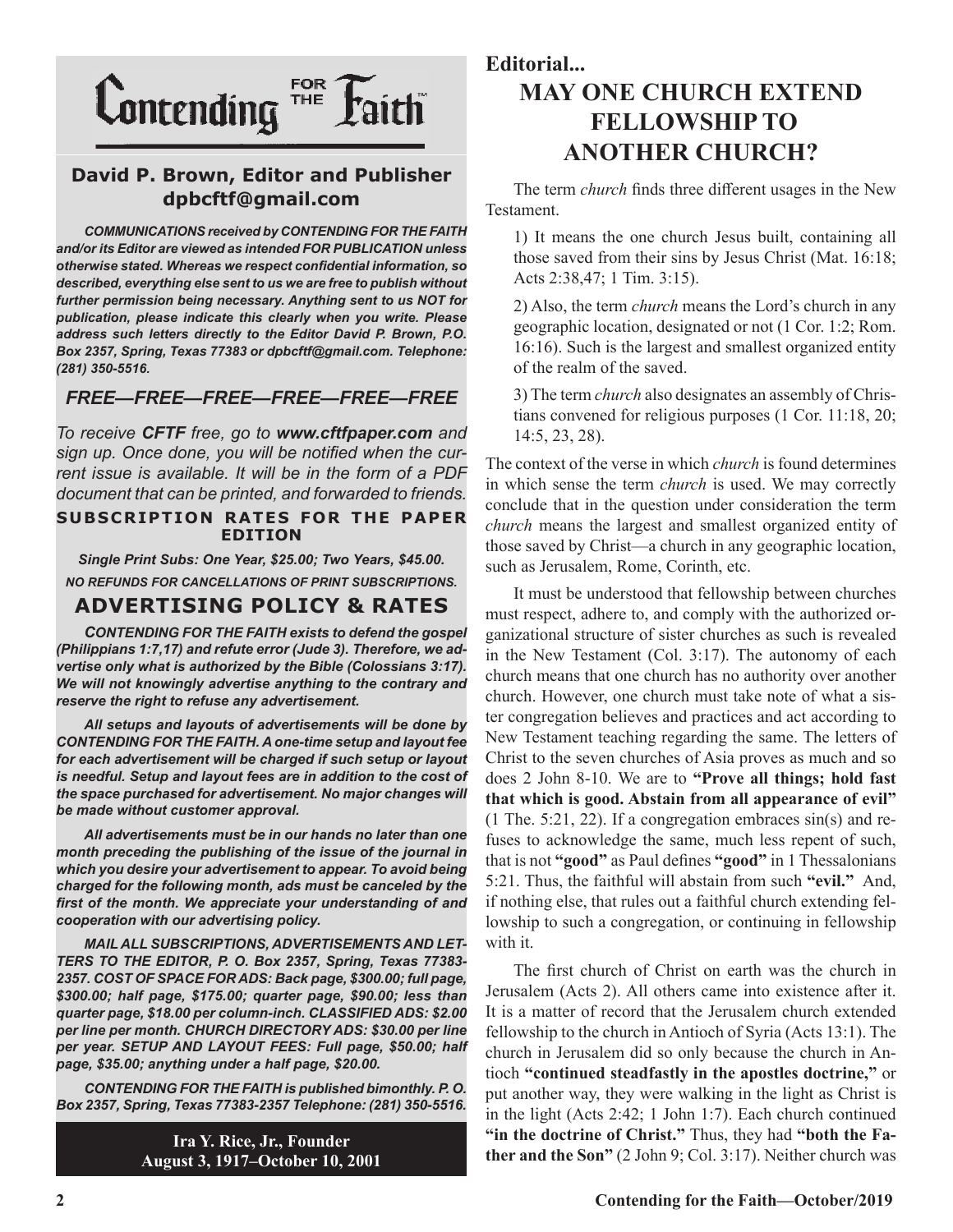# Contending FOR THE Faith™

**David P. Brown, Editor and Publisher**
**dpbcftf@gmail.com**

***COMMUNICATIONS received by CONTENDING FOR THE FAITH and/or its Editor are viewed as intended FOR PUBLICATION unless otherwise stated. Whereas we respect confidential information, so described, everything else sent to us we are free to publish without further permission being necessary. Anything sent to us NOT for publication, please indicate this clearly when you write. Please address such letters directly to the Editor David P. Brown, P.O. Box 2357, Spring, Texas 77383 or dpbcftf@gmail.com. Telephone: (281) 350-5516.***

## *FREE—FREE—FREE—FREE—FREE—FREE*

*To receive **CFTF** free, go to **www.cftfpaper.com** and sign up. Once done, you will be notified when the current issue is available. It will be in the form of a PDF document that can be printed, and forwarded to friends.*

**SUBSCRIPTION RATES FOR THE PAPER EDITION**

***Single Print Subs: One Year, $25.00; Two Years, $45.00.***

***NO REFUNDS FOR CANCELLATIONS OF PRINT SUBSCRIPTIONS.***

## ADVERTISING POLICY & RATES

***CONTENDING FOR THE FAITH exists to defend the gospel (Philippians 1:7,17) and refute error (Jude 3). Therefore, we advertise only what is authorized by the Bible (Colossians 3:17). We will not knowingly advertise anything to the contrary and reserve the right to refuse any advertisement.***

***All setups and layouts of advertisements will be done by CONTENDING FOR THE FAITH. A one-time setup and layout fee for each advertisement will be charged if such setup or layout is needful. Setup and layout fees are in addition to the cost of the space purchased for advertisement. No major changes will be made without customer approval.***

***All advertisements must be in our hands no later than one month preceding the publishing of the issue of the journal in which you desire your advertisement to appear. To avoid being charged for the following month, ads must be canceled by the first of the month. We appreciate your understanding of and cooperation with our advertising policy.***

***MAIL ALL SUBSCRIPTIONS, ADVERTISEMENTS AND LETTERS TO THE EDITOR, P. O. Box 2357, Spring, Texas 77383-2357. COST OF SPACE FOR ADS: Back page, $300.00; full page, $300.00; half page, $175.00; quarter page, $90.00; less than quarter page, $18.00 per column-inch. CLASSIFIED ADS: $2.00 per line per month. CHURCH DIRECTORY ADS: $30.00 per line per year. SETUP AND LAYOUT FEES: Full page, $50.00; half page, $35.00; anything under a half page, $20.00.***

***CONTENDING FOR THE FAITH is published bimonthly. P. O. Box 2357, Spring, Texas 77383-2357 Telephone: (281) 350-5516.***

**Ira Y. Rice, Jr., Founder**
**August 3, 1917–October 10, 2001**

**Editorial...**

# MAY ONE CHURCH EXTEND FELLOWSHIP TO ANOTHER CHURCH?

The term *church* finds three different usages in the New Testament.

1) It means the one church Jesus built, containing all those saved from their sins by Jesus Christ (Mat. 16:18; Acts 2:38,47; 1 Tim. 3:15).

2) Also, the term *church* means the Lord's church in any geographic location, designated or not (1 Cor. 1:2; Rom. 16:16). Such is the largest and smallest organized entity of the realm of the saved.

3) The term *church* also designates an assembly of Christians convened for religious purposes (1 Cor. 11:18, 20; 14:5, 23, 28).

The context of the verse in which *church* is found determines in which sense the term *church* is used. We may correctly conclude that in the question under consideration the term *church* means the largest and smallest organized entity of those saved by Christ—a church in any geographic location, such as Jerusalem, Rome, Corinth, etc.

It must be understood that fellowship between churches must respect, adhere to, and comply with the authorized organizational structure of sister churches as such is revealed in the New Testament (Col. 3:17). The autonomy of each church means that one church has no authority over another church. However, one church must take note of what a sister congregation believes and practices and act according to New Testament teaching regarding the same. The letters of Christ to the seven churches of Asia proves as much and so does 2 John 8-10. We are to **"Prove all things; hold fast that which is good. Abstain from all appearance of evil"** (1 The. 5:21, 22). If a congregation embraces sin(s) and refuses to acknowledge the same, much less repent of such, that is not **"good"** as Paul defines **"good"** in 1 Thessalonians 5:21. Thus, the faithful will abstain from such **"evil."** And, if nothing else, that rules out a faithful church extending fellowship to such a congregation, or continuing in fellowship with it.

The first church of Christ on earth was the church in Jerusalem (Acts 2). All others came into existence after it. It is a matter of record that the Jerusalem church extended fellowship to the church in Antioch of Syria (Acts 13:1). The church in Jerusalem did so only because the church in Antioch **"continued steadfastly in the apostles doctrine,"** or put another way, they were walking in the light as Christ is in the light (Acts 2:42; 1 John 1:7). Each church continued **"in the doctrine of Christ."** Thus, they had **"both the Father and the Son"** (2 John 9; Col. 3:17). Neither church was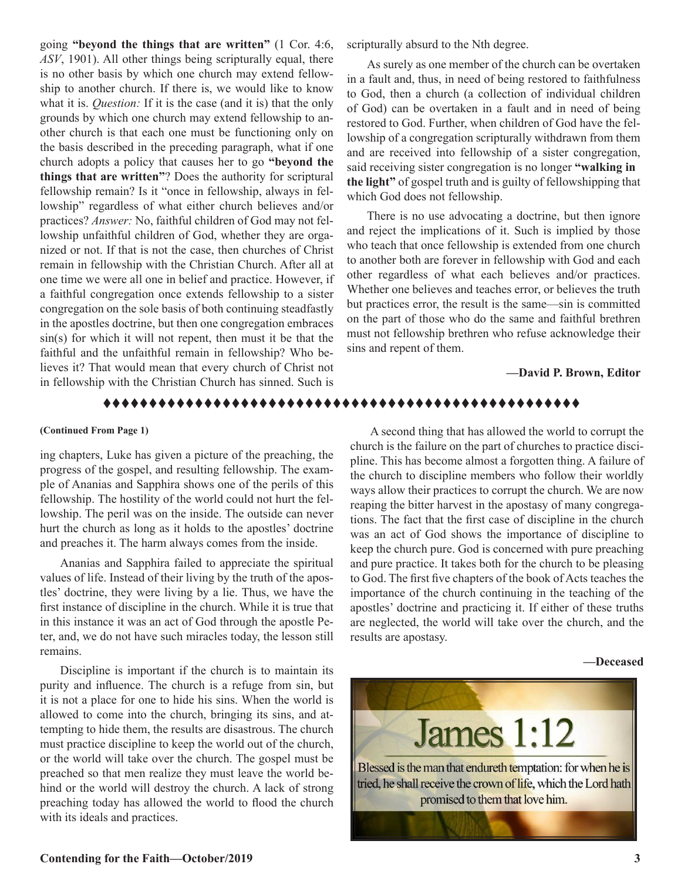going **"beyond the things that are written"** (1 Cor. 4:6, *ASV*, 1901). All other things being scripturally equal, there is no other basis by which one church may extend fellowship to another church. If there is, we would like to know what it is. *Question:* If it is the case (and it is) that the only grounds by which one church may extend fellowship to another church is that each one must be functioning only on the basis described in the preceding paragraph, what if one church adopts a policy that causes her to go **"beyond the things that are written"**? Does the authority for scriptural fellowship remain? Is it "once in fellowship, always in fellowship" regardless of what either church believes and/or practices? *Answer:* No, faithful children of God may not fellowship unfaithful children of God, whether they are organized or not. If that is not the case, then churches of Christ remain in fellowship with the Christian Church. After all at one time we were all one in belief and practice. However, if a faithful congregation once extends fellowship to a sister congregation on the sole basis of both continuing steadfastly in the apostles doctrine, but then one congregation embraces sin(s) for which it will not repent, then must it be that the faithful and the unfaithful remain in fellowship? Who believes it? That would mean that every church of Christ not in fellowship with the Christian Church has sinned. Such is scripturally absurd to the Nth degree.

As surely as one member of the church can be overtaken in a fault and, thus, in need of being restored to faithfulness to God, then a church (a collection of individual children of God) can be overtaken in a fault and in need of being restored to God. Further, when children of God have the fellowship of a congregation scripturally withdrawn from them and are received into fellowship of a sister congregation, said receiving sister congregation is no longer **"walking in the light"** of gospel truth and is guilty of fellowshipping that which God does not fellowship.

There is no use advocating a doctrine, but then ignore and reject the implications of it. Such is implied by those who teach that once fellowship is extended from one church to another both are forever in fellowship with God and each other regardless of what each believes and/or practices. Whether one believes and teaches error, or believes the truth but practices error, the result is the same—sin is committed on the part of those who do the same and faithful brethren must not fellowship brethren who refuse acknowledge their sins and repent of them.

**—David P. Brown, Editor**

♦♦♦♦♦♦♦♦♦♦♦♦♦♦♦♦♦♦♦♦♦♦♦♦♦♦♦♦♦♦♦♦♦♦♦♦♦♦♦♦♦♦♦♦♦♦♦♦♦♦♦♦♦

**(Continued From Page 1)**

ing chapters, Luke has given a picture of the preaching, the progress of the gospel, and resulting fellowship. The example of Ananias and Sapphira shows one of the perils of this fellowship. The hostility of the world could not hurt the fellowship. The peril was on the inside. The outside can never hurt the church as long as it holds to the apostles' doctrine and preaches it. The harm always comes from the inside.

Ananias and Sapphira failed to appreciate the spiritual values of life. Instead of their living by the truth of the apostles' doctrine, they were living by a lie. Thus, we have the first instance of discipline in the church. While it is true that in this instance it was an act of God through the apostle Peter, and, we do not have such miracles today, the lesson still remains.

Discipline is important if the church is to maintain its purity and influence. The church is a refuge from sin, but it is not a place for one to hide his sins. When the world is allowed to come into the church, bringing its sins, and attempting to hide them, the results are disastrous. The church must practice discipline to keep the world out of the church, or the world will take over the church. The gospel must be preached so that men realize they must leave the world behind or the world will destroy the church. A lack of strong preaching today has allowed the world to flood the church with its ideals and practices.

A second thing that has allowed the world to corrupt the church is the failure on the part of churches to practice discipline. This has become almost a forgotten thing. A failure of the church to discipline members who follow their worldly ways allow their practices to corrupt the church. We are now reaping the bitter harvest in the apostasy of many congregations. The fact that the first case of discipline in the church was an act of God shows the importance of discipline to keep the church pure. God is concerned with pure preaching and pure practice. It takes both for the church to be pleasing to God. The first five chapters of the book of Acts teaches the importance of the church continuing in the teaching of the apostles' doctrine and practicing it. If either of these truths are neglected, the world will take over the church, and the results are apostasy.

**—Deceased**

# James 1:12

Blessed is the man that endureth temptation: for when he is tried, he shall receive the crown of life, which the Lord hath promised to them that love him.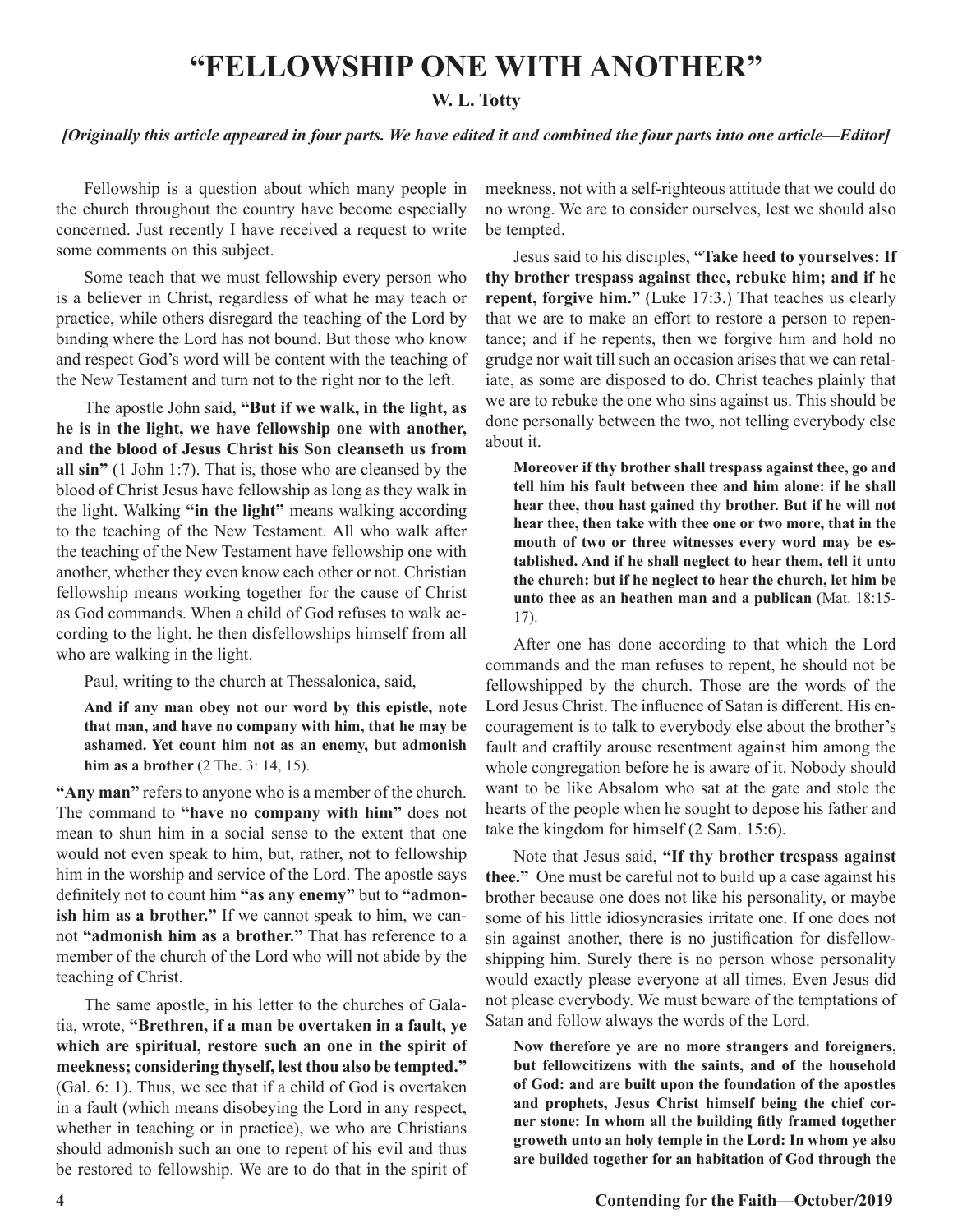# "FELLOWSHIP ONE WITH ANOTHER"

**W. L. Totty**

*[Originally this article appeared in four parts. We have edited it and combined the four parts into one article—Editor]*

Fellowship is a question about which many people in the church throughout the country have become especially concerned. Just recently I have received a request to write some comments on this subject.

Some teach that we must fellowship every person who is a believer in Christ, regardless of what he may teach or practice, while others disregard the teaching of the Lord by binding where the Lord has not bound. But those who know and respect God's word will be content with the teaching of the New Testament and turn not to the right nor to the left.

The apostle John said, **"But if we walk, in the light, as he is in the light, we have fellowship one with another, and the blood of Jesus Christ his Son cleanseth us from all sin"** (1 John 1:7). That is, those who are cleansed by the blood of Christ Jesus have fellowship as long as they walk in the light. Walking **"in the light"** means walking according to the teaching of the New Testament. All who walk after the teaching of the New Testament have fellowship one with another, whether they even know each other or not. Christian fellowship means working together for the cause of Christ as God commands. When a child of God refuses to walk according to the light, he then disfellowships himself from all who are walking in the light.

Paul, writing to the church at Thessalonica, said,

> **And if any man obey not our word by this epistle, note that man, and have no company with him, that he may be ashamed. Yet count him not as an enemy, but admonish him as a brother** (2 The. 3: 14, 15).

**"Any man"** refers to anyone who is a member of the church. The command to **"have no company with him"** does not mean to shun him in a social sense to the extent that one would not even speak to him, but, rather, not to fellowship him in the worship and service of the Lord. The apostle says definitely not to count him **"as any enemy"** but to **"admonish him as a brother."** If we cannot speak to him, we cannot **"admonish him as a brother."** That has reference to a member of the church of the Lord who will not abide by the teaching of Christ.

The same apostle, in his letter to the churches of Galatia, wrote, **"Brethren, if a man be overtaken in a fault, ye which are spiritual, restore such an one in the spirit of meekness; considering thyself, lest thou also be tempted."** (Gal. 6: 1). Thus, we see that if a child of God is overtaken in a fault (which means disobeying the Lord in any respect, whether in teaching or in practice), we who are Christians should admonish such an one to repent of his evil and thus be restored to fellowship. We are to do that in the spirit of meekness, not with a self-righteous attitude that we could do no wrong. We are to consider ourselves, lest we should also be tempted.

Jesus said to his disciples, **"Take heed to yourselves: If thy brother trespass against thee, rebuke him; and if he repent, forgive him."** (Luke 17:3.) That teaches us clearly that we are to make an effort to restore a person to repentance; and if he repents, then we forgive him and hold no grudge nor wait till such an occasion arises that we can retaliate, as some are disposed to do. Christ teaches plainly that we are to rebuke the one who sins against us. This should be done personally between the two, not telling everybody else about it.

> **Moreover if thy brother shall trespass against thee, go and tell him his fault between thee and him alone: if he shall hear thee, thou hast gained thy brother. But if he will not hear thee, then take with thee one or two more, that in the mouth of two or three witnesses every word may be established. And if he shall neglect to hear them, tell it unto the church: but if he neglect to hear the church, let him be unto thee as an heathen man and a publican** (Mat. 18:15-17).

After one has done according to that which the Lord commands and the man refuses to repent, he should not be fellowshipped by the church. Those are the words of the Lord Jesus Christ. The influence of Satan is different. His encouragement is to talk to everybody else about the brother's fault and craftily arouse resentment against him among the whole congregation before he is aware of it. Nobody should want to be like Absalom who sat at the gate and stole the hearts of the people when he sought to depose his father and take the kingdom for himself (2 Sam. 15:6).

Note that Jesus said, **"If thy brother trespass against thee."** One must be careful not to build up a case against his brother because one does not like his personality, or maybe some of his little idiosyncrasies irritate one. If one does not sin against another, there is no justification for disfellowshipping him. Surely there is no person whose personality would exactly please everyone at all times. Even Jesus did not please everybody. We must beware of the temptations of Satan and follow always the words of the Lord.

> **Now therefore ye are no more strangers and foreigners, but fellowcitizens with the saints, and of the household of God: and are built upon the foundation of the apostles and prophets, Jesus Christ himself being the chief corner stone: In whom all the building fitly framed together groweth unto an holy temple in the Lord: In whom ye also are builded together for an habitation of God through the**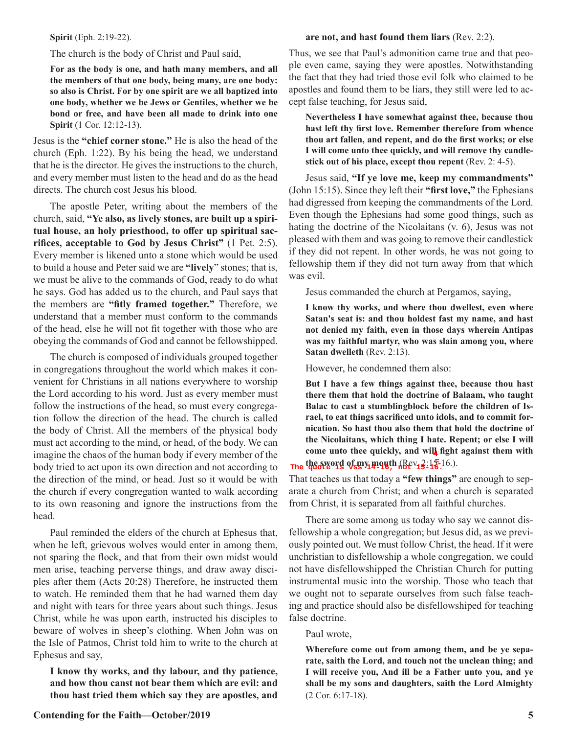**Spirit** (Eph. 2:19-22).

The church is the body of Christ and Paul said,

> **For as the body is one, and hath many members, and all the members of that one body, being many, are one body: so also is Christ. For by one spirit are we all baptized into one body, whether we be Jews or Gentiles, whether we be bond or free, and have been all made to drink into one Spirit** (1 Cor. 12:12-13).

Jesus is the **"chief corner stone."** He is also the head of the church (Eph. 1:22). By his being the head, we understand that he is the director. He gives the instructions to the church, and every member must listen to the head and do as the head directs. The church cost Jesus his blood.

The apostle Peter, writing about the members of the church, said, **"Ye also, as lively stones, are built up a spiritual house, an holy priesthood, to offer up spiritual sacrifices, acceptable to God by Jesus Christ"** (1 Pet. 2:5). Every member is likened unto a stone which would be used to build a house and Peter said we are **"lively"** stones; that is, we must be alive to the commands of God, ready to do what he says. God has added us to the church, and Paul says that the members are **"fitly framed together."** Therefore, we understand that a member must conform to the commands of the head, else he will not fit together with those who are obeying the commands of God and cannot be fellowshipped.

The church is composed of individuals grouped together in congregations throughout the world which makes it convenient for Christians in all nations everywhere to worship the Lord according to his word. Just as every member must follow the instructions of the head, so must every congregation follow the direction of the head. The church is called the body of Christ. All the members of the physical body must act according to the mind, or head, of the body. We can imagine the chaos of the human body if every member of the body tried to act upon its own direction and not according to the direction of the mind, or head. Just so it would be with the church if every congregation wanted to walk according to its own reasoning and ignore the instructions from the head.

Paul reminded the elders of the church at Ephesus that, when he left, grievous wolves would enter in among them, not sparing the flock, and that from their own midst would men arise, teaching perverse things, and draw away disciples after them (Acts 20:28) Therefore, he instructed them to watch. He reminded them that he had warned them day and night with tears for three years about such things. Jesus Christ, while he was upon earth, instructed his disciples to beware of wolves in sheep's clothing. When John was on the Isle of Patmos, Christ told him to write to the church at Ephesus and say,

> **I know thy works, and thy labour, and thy patience, and how thou canst not bear them which are evil: and thou hast tried them which say they are apostles, and are not, and hast found them liars** (Rev. 2:2).

Thus, we see that Paul's admonition came true and that people even came, saying they were apostles. Notwithstanding the fact that they had tried those evil folk who claimed to be apostles and found them to be liars, they still were led to accept false teaching, for Jesus said,

> **Nevertheless I have somewhat against thee, because thou hast left thy first love. Remember therefore from whence thou art fallen, and repent, and do the first works; or else I will come unto thee quickly, and will remove thy candlestick out of his place, except thou repent** (Rev. 2: 4-5).

Jesus said, **"If ye love me, keep my commandments"** (John 15:15). Since they left their **"first love,"** the Ephesians had digressed from keeping the commandments of the Lord. Even though the Ephesians had some good things, such as hating the doctrine of the Nicolaitans (v. 6), Jesus was not pleased with them and was going to remove their candlestick if they did not repent. In other words, he was not going to fellowship them if they did not turn away from that which was evil.

Jesus commanded the church at Pergamos, saying,

> **I know thy works, and where thou dwellest, even where Satan's seat is: and thou holdest fast my name, and hast not denied my faith, even in those days wherein Antipas was my faithful martyr, who was slain among you, where Satan dwelleth** (Rev. 2:13).

However, he condemned them also:

> **But I have a few things against thee, because thou hast there them that hold the doctrine of Balaam, who taught Balac to cast a stumblingblock before the children of Israel, to eat things sacrificed unto idols, and to commit fornication. So hast thou also them that hold the doctrine of the Nicolaitans, which thing I hate. Repent; or else I will come unto thee quickly, and will fight against them with the sword of my mouth** (Rev. 2:15-16.).

The quote is vss 14-16, not 15-16.

That teaches us that today a **"few things"** are enough to separate a church from Christ; and when a church is separated from Christ, it is separated from all faithful churches.

There are some among us today who say we cannot disfellowship a whole congregation; but Jesus did, as we previously pointed out. We must follow Christ, the head. If it were unchristian to disfellowship a whole congregation, we could not have disfellowshipped the Christian Church for putting instrumental music into the worship. Those who teach that we ought not to separate ourselves from such false teaching and practice should also be disfellowshiped for teaching false doctrine.

Paul wrote,

> **Wherefore come out from among them, and be ye separate, saith the Lord, and touch not the unclean thing; and I will receive you, And ill be a Father unto you, and ye shall be my sons and daughters, saith the Lord Almighty** (2 Cor. 6:17-18).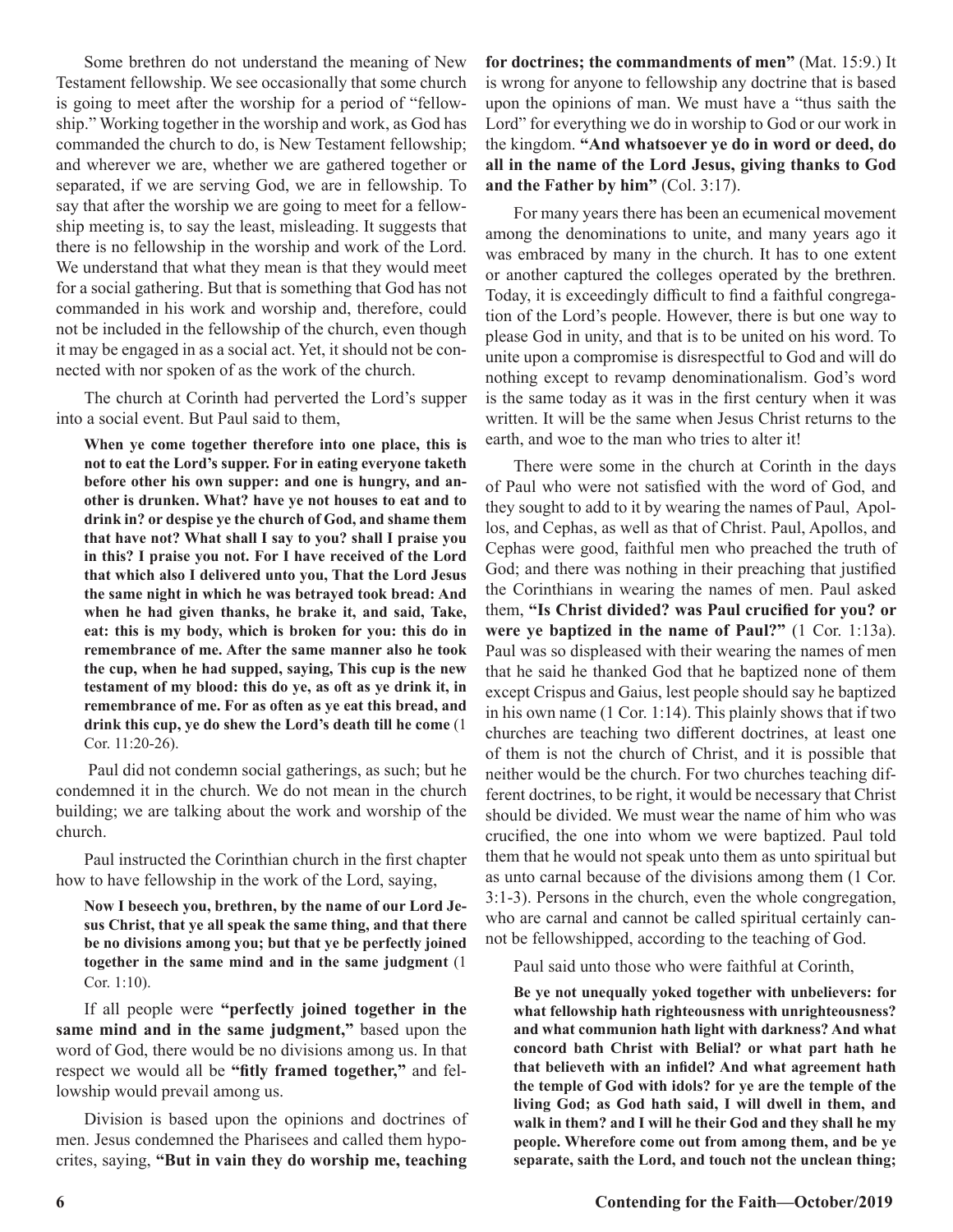Some brethren do not understand the meaning of New Testament fellowship. We see occasionally that some church is going to meet after the worship for a period of "fellowship." Working together in the worship and work, as God has commanded the church to do, is New Testament fellowship; and wherever we are, whether we are gathered together or separated, if we are serving God, we are in fellowship. To say that after the worship we are going to meet for a fellowship meeting is, to say the least, misleading. It suggests that there is no fellowship in the worship and work of the Lord. We understand that what they mean is that they would meet for a social gathering. But that is something that God has not commanded in his work and worship and, therefore, could not be included in the fellowship of the church, even though it may be engaged in as a social act. Yet, it should not be connected with nor spoken of as the work of the church.

The church at Corinth had perverted the Lord's supper into a social event. But Paul said to them,

> **When ye come together therefore into one place, this is not to eat the Lord's supper. For in eating everyone taketh before other his own supper: and one is hungry, and another is drunken. What? have ye not houses to eat and to drink in? or despise ye the church of God, and shame them that have not? What shall I say to you? shall I praise you in this? I praise you not. For I have received of the Lord that which also I delivered unto you, That the Lord Jesus the same night in which he was betrayed took bread: And when he had given thanks, he brake it, and said, Take, eat: this is my body, which is broken for you: this do in remembrance of me. After the same manner also he took the cup, when he had supped, saying, This cup is the new testament of my blood: this do ye, as oft as ye drink it, in remembrance of me. For as often as ye eat this bread, and drink this cup, ye do shew the Lord's death till he come** (1 Cor. 11:20-26).

Paul did not condemn social gatherings, as such; but he condemned it in the church. We do not mean in the church building; we are talking about the work and worship of the church.

Paul instructed the Corinthian church in the first chapter how to have fellowship in the work of the Lord, saying,

> **Now I beseech you, brethren, by the name of our Lord Jesus Christ, that ye all speak the same thing, and that there be no divisions among you; but that ye be perfectly joined together in the same mind and in the same judgment** (1 Cor. 1:10).

If all people were **"perfectly joined together in the same mind and in the same judgment,"** based upon the word of God, there would be no divisions among us. In that respect we would all be **"fitly framed together,"** and fellowship would prevail among us.

Division is based upon the opinions and doctrines of men. Jesus condemned the Pharisees and called them hypocrites, saying, **"But in vain they do worship me, teaching for doctrines; the commandments of men"** (Mat. 15:9.) It is wrong for anyone to fellowship any doctrine that is based upon the opinions of man. We must have a "thus saith the Lord" for everything we do in worship to God or our work in the kingdom. **"And whatsoever ye do in word or deed, do all in the name of the Lord Jesus, giving thanks to God and the Father by him"** (Col. 3:17).

For many years there has been an ecumenical movement among the denominations to unite, and many years ago it was embraced by many in the church. It has to one extent or another captured the colleges operated by the brethren. Today, it is exceedingly difficult to find a faithful congregation of the Lord's people. However, there is but one way to please God in unity, and that is to be united on his word. To unite upon a compromise is disrespectful to God and will do nothing except to revamp denominationalism. God's word is the same today as it was in the first century when it was written. It will be the same when Jesus Christ returns to the earth, and woe to the man who tries to alter it!

There were some in the church at Corinth in the days of Paul who were not satisfied with the word of God, and they sought to add to it by wearing the names of Paul, Apollos, and Cephas, as well as that of Christ. Paul, Apollos, and Cephas were good, faithful men who preached the truth of God; and there was nothing in their preaching that justified the Corinthians in wearing the names of men. Paul asked them, **"Is Christ divided? was Paul crucified for you? or were ye baptized in the name of Paul?"** (1 Cor. 1:13a). Paul was so displeased with their wearing the names of men that he said he thanked God that he baptized none of them except Crispus and Gaius, lest people should say he baptized in his own name (1 Cor. 1:14). This plainly shows that if two churches are teaching two different doctrines, at least one of them is not the church of Christ, and it is possible that neither would be the church. For two churches teaching different doctrines, to be right, it would be necessary that Christ should be divided. We must wear the name of him who was crucified, the one into whom we were baptized. Paul told them that he would not speak unto them as unto spiritual but as unto carnal because of the divisions among them (1 Cor. 3:1-3). Persons in the church, even the whole congregation, who are carnal and cannot be called spiritual certainly cannot be fellowshipped, according to the teaching of God.

Paul said unto those who were faithful at Corinth,

> **Be ye not unequally yoked together with unbelievers: for what fellowship hath righteousness with unrighteousness? and what communion hath light with darkness? And what concord bath Christ with Belial? or what part hath he that believeth with an infidel? And what agreement hath the temple of God with idols? for ye are the temple of the living God; as God hath said, I will dwell in them, and walk in them? and I will he their God and they shall he my people. Wherefore come out from among them, and be ye separate, saith the Lord, and touch not the unclean thing;**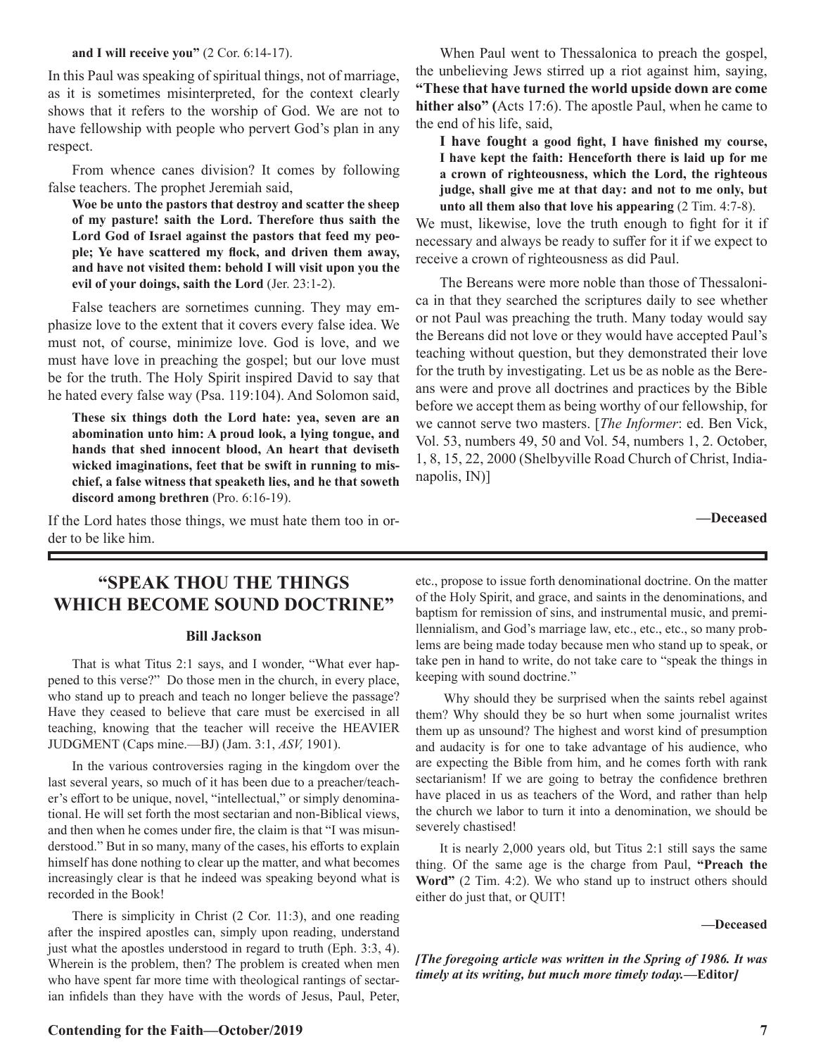**and I will receive you"** (2 Cor. 6:14-17).

In this Paul was speaking of spiritual things, not of marriage, as it is sometimes misinterpreted, for the context clearly shows that it refers to the worship of God. We are not to have fellowship with people who pervert God's plan in any respect.

From whence canes division? It comes by following false teachers. The prophet Jeremiah said,

> **Woe be unto the pastors that destroy and scatter the sheep of my pasture! saith the Lord. Therefore thus saith the Lord God of Israel against the pastors that feed my people; Ye have scattered my flock, and driven them away, and have not visited them: behold I will visit upon you the evil of your doings, saith the Lord** (Jer. 23:1-2).

False teachers are sornetimes cunning. They may emphasize love to the extent that it covers every false idea. We must not, of course, minimize love. God is love, and we must have love in preaching the gospel; but our love must be for the truth. The Holy Spirit inspired David to say that he hated every false way (Psa. 119:104). And Solomon said,

> **These six things doth the Lord hate: yea, seven are an abomination unto him: A proud look, a lying tongue, and hands that shed innocent blood, An heart that deviseth wicked imaginations, feet that be swift in running to mischief, a false witness that speaketh lies, and he that soweth discord among brethren** (Pro. 6:16-19).

If the Lord hates those things, we must hate them too in order to be like him.

When Paul went to Thessalonica to preach the gospel, the unbelieving Jews stirred up a riot against him, saying, **"These that have turned the world upside down are come hither also" (**Acts 17:6). The apostle Paul, when he came to the end of his life, said,

> **I have fought a good fight, I have finished my course, I have kept the faith: Henceforth there is laid up for me a crown of righteousness, which the Lord, the righteous judge, shall give me at that day: and not to me only, but unto all them also that love his appearing** (2 Tim. 4:7-8).

We must, likewise, love the truth enough to fight for it if necessary and always be ready to suffer for it if we expect to receive a crown of righteousness as did Paul.

The Bereans were more noble than those of Thessalonica in that they searched the scriptures daily to see whether or not Paul was preaching the truth. Many today would say the Bereans did not love or they would have accepted Paul's teaching without question, but they demonstrated their love for the truth by investigating. Let us be as noble as the Bereans were and prove all doctrines and practices by the Bible before we accept them as being worthy of our fellowship, for we cannot serve two masters. [*The Informer*: ed. Ben Vick, Vol. 53, numbers 49, 50 and Vol. 54, numbers 1, 2. October, 1, 8, 15, 22, 2000 (Shelbyville Road Church of Christ, Indianapolis, IN)]

**—Deceased**

## "SPEAK THOU THE THINGS WHICH BECOME SOUND DOCTRINE"

**Bill Jackson**

That is what Titus 2:1 says, and I wonder, "What ever happened to this verse?" Do those men in the church, in every place, who stand up to preach and teach no longer believe the passage? Have they ceased to believe that care must be exercised in all teaching, knowing that the teacher will receive the HEAVIER JUDGMENT (Caps mine.—BJ) (Jam. 3:1, *ASV,* 1901).

In the various controversies raging in the kingdom over the last several years, so much of it has been due to a preacher/teacher's effort to be unique, novel, "intellectual," or simply denominational. He will set forth the most sectarian and non-Biblical views, and then when he comes under fire, the claim is that "I was misunderstood." But in so many, many of the cases, his efforts to explain himself has done nothing to clear up the matter, and what becomes increasingly clear is that he indeed was speaking beyond what is recorded in the Book!

There is simplicity in Christ (2 Cor. 11:3), and one reading after the inspired apostles can, simply upon reading, understand just what the apostles understood in regard to truth (Eph. 3:3, 4). Wherein is the problem, then? The problem is created when men who have spent far more time with theological rantings of sectarian infidels than they have with the words of Jesus, Paul, Peter, etc., propose to issue forth denominational doctrine. On the matter of the Holy Spirit, and grace, and saints in the denominations, and baptism for remission of sins, and instrumental music, and premillennialism, and God's marriage law, etc., etc., etc., so many problems are being made today because men who stand up to speak, or take pen in hand to write, do not take care to "speak the things in keeping with sound doctrine."

Why should they be surprised when the saints rebel against them? Why should they be so hurt when some journalist writes them up as unsound? The highest and worst kind of presumption and audacity is for one to take advantage of his audience, who are expecting the Bible from him, and he comes forth with rank sectarianism! If we are going to betray the confidence brethren have placed in us as teachers of the Word, and rather than help the church we labor to turn it into a denomination, we should be severely chastised!

It is nearly 2,000 years old, but Titus 2:1 still says the same thing. Of the same age is the charge from Paul, **"Preach the Word"** (2 Tim. 4:2). We who stand up to instruct others should either do just that, or QUIT!

**—Deceased**

***[The foregoing article was written in the Spring of 1986. It was timely at its writing, but much more timely today.—*Editor*]***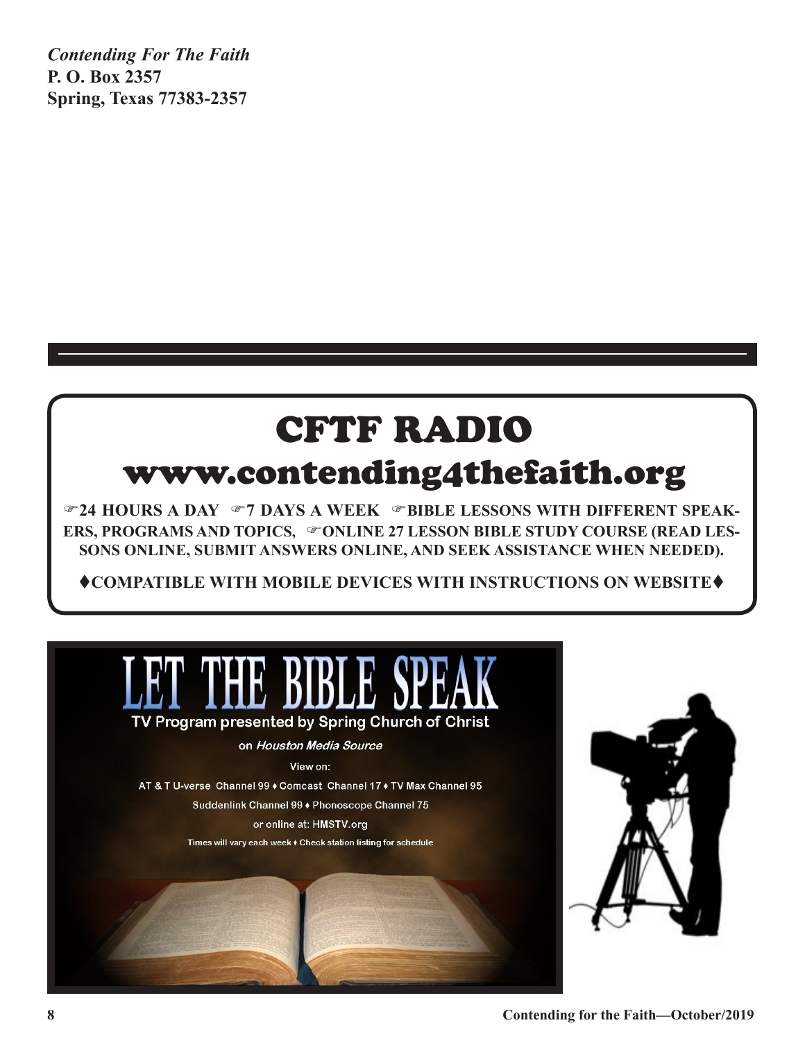*Contending For The Faith*
**P. O. Box 2357**
**Spring, Texas 77383-2357**

# CFTF RADIO

## www.contending4thefaith.org

**☞24 HOURS A DAY ☞7 DAYS A WEEK ☞BIBLE LESSONS WITH DIFFERENT SPEAKERS, PROGRAMS AND TOPICS, ☞ONLINE 27 LESSON BIBLE STUDY COURSE (READ LESSONS ONLINE, SUBMIT ANSWERS ONLINE, AND SEEK ASSISTANCE WHEN NEEDED).**

**♦COMPATIBLE WITH MOBILE DEVICES WITH INSTRUCTIONS ON WEBSITE♦**

# LET THE BIBLE SPEAK

**TV Program presented by Spring Church of Christ**

on *Houston Media Source*

View on:

AT & T U-verse Channel 99 ♦ Comcast Channel 17 ♦ TV Max Channel 95

Suddenlink Channel 99 ♦ Phonoscope Channel 75

or online at: HMSTV.org

Times will vary each week ♦ Check station listing for schedule